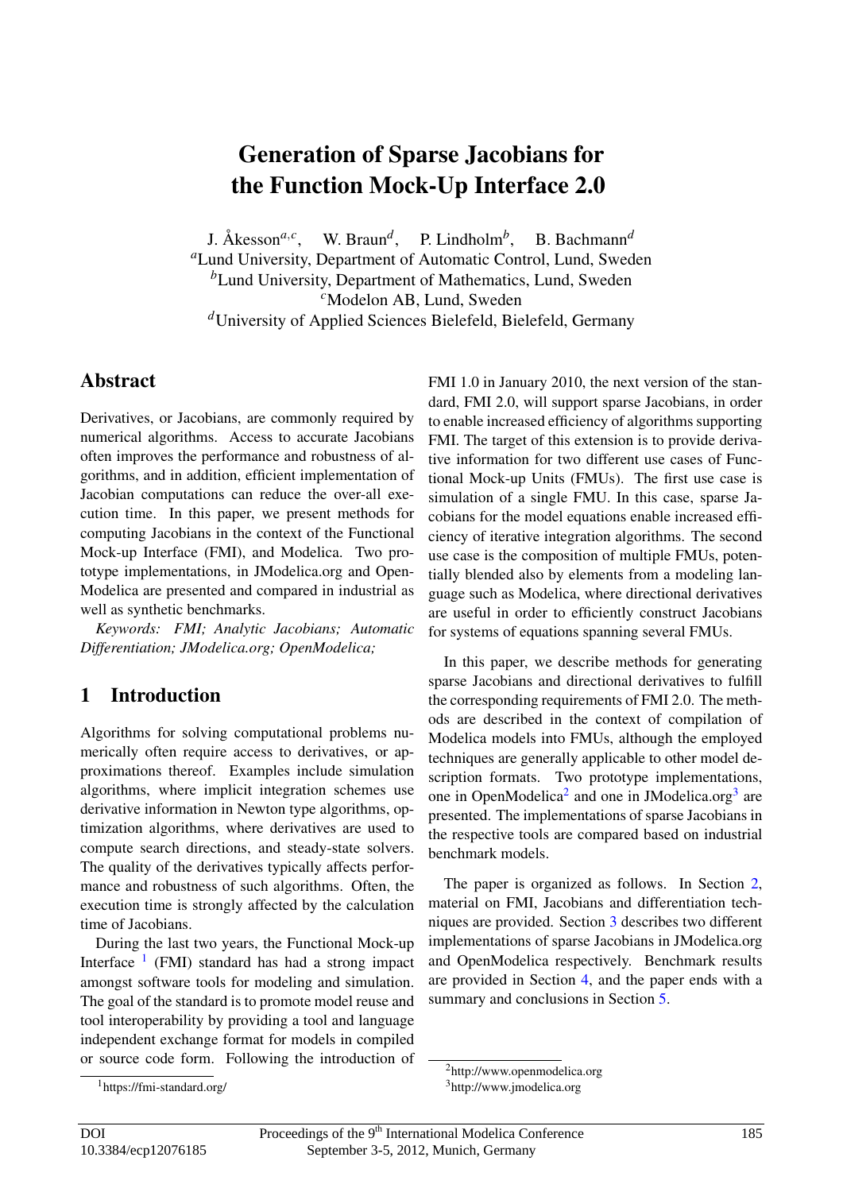# Generation of Sparse Jacobians for the Function Mock-Up Interface 2.0

J. Åkesson[a,c], W. Braun[d], P. Lindholm[b], B. Bachmann[d]

[a]Lund University, Department of Automatic Control, Lund, Sweden
[b]Lund University, Department of Mathematics, Lund, Sweden
[c]Modelon AB, Lund, Sweden
[d]University of Applied Sciences Bielefeld, Bielefeld, Germany

## Abstract

Derivatives, or Jacobians, are commonly required by numerical algorithms. Access to accurate Jacobians often improves the performance and robustness of algorithms, and in addition, efficient implementation of Jacobian computations can reduce the over-all execution time. In this paper, we present methods for computing Jacobians in the context of the Functional Mock-up Interface (FMI), and Modelica. Two prototype implementations, in JModelica.org and OpenModelica are presented and compared in industrial as well as synthetic benchmarks.

*Keywords: FMI; Analytic Jacobians; Automatic Differentiation; JModelica.org; OpenModelica;*

## 1 Introduction

Algorithms for solving computational problems numerically often require access to derivatives, or approximations thereof. Examples include simulation algorithms, where implicit integration schemes use derivative information in Newton type algorithms, optimization algorithms, where derivatives are used to compute search directions, and steady-state solvers. The quality of the derivatives typically affects performance and robustness of such algorithms. Often, the execution time is strongly affected by the calculation time of Jacobians.

During the last two years, the Functional Mock-up Interface [1] (FMI) standard has had a strong impact amongst software tools for modeling and simulation. The goal of the standard is to promote model reuse and tool interoperability by providing a tool and language independent exchange format for models in compiled or source code form. Following the introduction of FMI 1.0 in January 2010, the next version of the standard, FMI 2.0, will support sparse Jacobians, in order to enable increased efficiency of algorithms supporting FMI. The target of this extension is to provide derivative information for two different use cases of Functional Mock-up Units (FMUs). The first use case is simulation of a single FMU. In this case, sparse Jacobians for the model equations enable increased efficiency of iterative integration algorithms. The second use case is the composition of multiple FMUs, potentially blended also by elements from a modeling language such as Modelica, where directional derivatives are useful in order to efficiently construct Jacobians for systems of equations spanning several FMUs.

In this paper, we describe methods for generating sparse Jacobians and directional derivatives to fulfill the corresponding requirements of FMI 2.0. The methods are described in the context of compilation of Modelica models into FMUs, although the employed techniques are generally applicable to other model description formats. Two prototype implementations, one in OpenModelica[2] and one in JModelica.org[3] are presented. The implementations of sparse Jacobians in the respective tools are compared based on industrial benchmark models.

The paper is organized as follows. In Section 2, material on FMI, Jacobians and differentiation techniques are provided. Section 3 describes two different implementations of sparse Jacobians in JModelica.org and OpenModelica respectively. Benchmark results are provided in Section 4, and the paper ends with a summary and conclusions in Section 5.

[1]https://fmi-standard.org/

[2]http://www.openmodelica.org

[3]http://www.jmodelica.org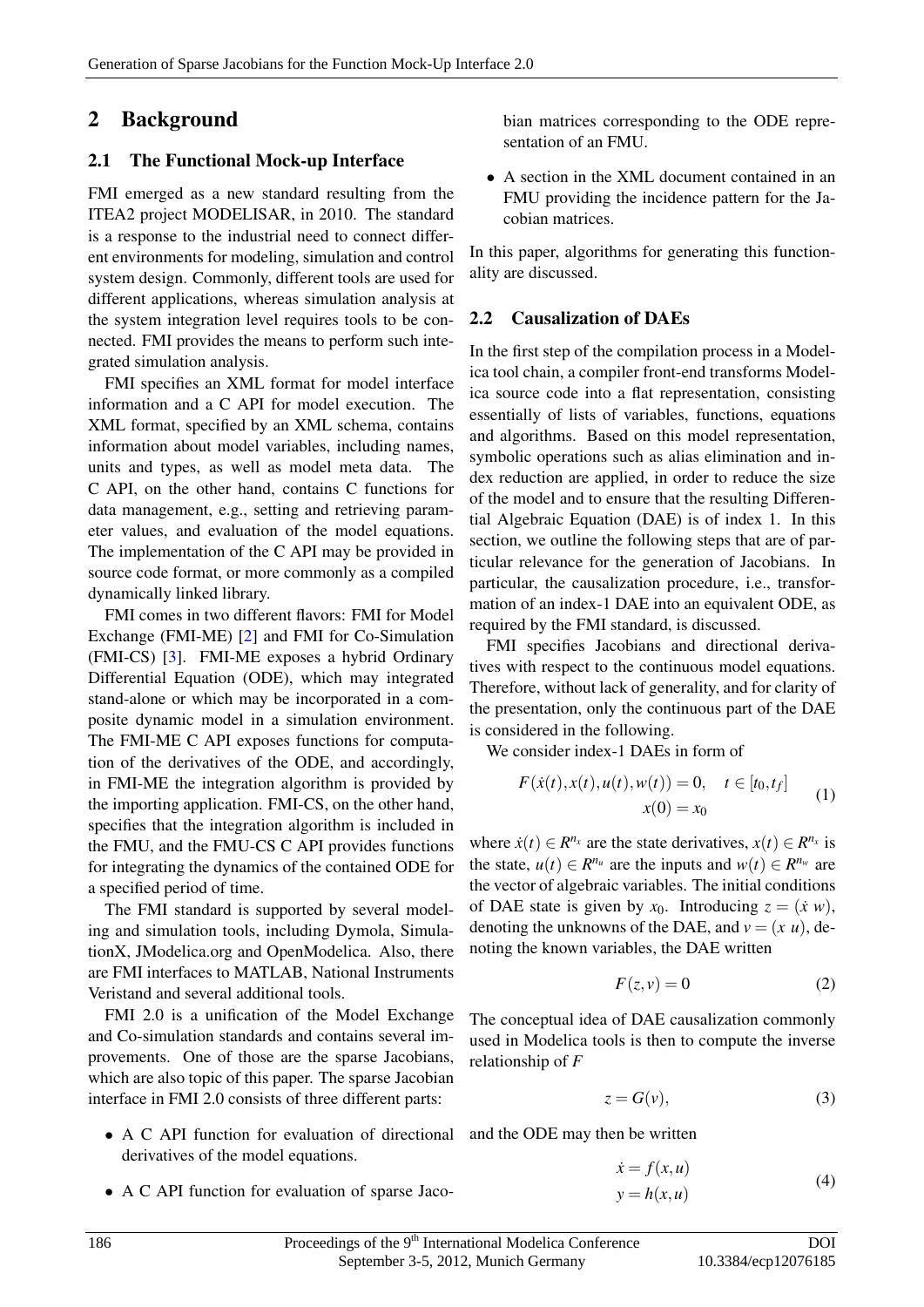# 2 Background

## 2.1 The Functional Mock-up Interface

FMI emerged as a new standard resulting from the ITEA2 project MODELISAR, in 2010. The standard is a response to the industrial need to connect different environments for modeling, simulation and control system design. Commonly, different tools are used for different applications, whereas simulation analysis at the system integration level requires tools to be connected. FMI provides the means to perform such integrated simulation analysis.

FMI specifies an XML format for model interface information and a C API for model execution. The XML format, specified by an XML schema, contains information about model variables, including names, units and types, as well as model meta data. The C API, on the other hand, contains C functions for data management, e.g., setting and retrieving parameter values, and evaluation of the model equations. The implementation of the C API may be provided in source code format, or more commonly as a compiled dynamically linked library.

FMI comes in two different flavors: FMI for Model Exchange (FMI-ME) [2] and FMI for Co-Simulation (FMI-CS) [3]. FMI-ME exposes a hybrid Ordinary Differential Equation (ODE), which may integrated stand-alone or which may be incorporated in a composite dynamic model in a simulation environment. The FMI-ME C API exposes functions for computation of the derivatives of the ODE, and accordingly, in FMI-ME the integration algorithm is provided by the importing application. FMI-CS, on the other hand, specifies that the integration algorithm is included in the FMU, and the FMU-CS C API provides functions for integrating the dynamics of the contained ODE for a specified period of time.

The FMI standard is supported by several modeling and simulation tools, including Dymola, SimulationX, JModelica.org and OpenModelica. Also, there are FMI interfaces to MATLAB, National Instruments Veristand and several additional tools.

FMI 2.0 is a unification of the Model Exchange and Co-simulation standards and contains several improvements. One of those are the sparse Jacobians, which are also topic of this paper. The sparse Jacobian interface in FMI 2.0 consists of three different parts:

- A C API function for evaluation of directional derivatives of the model equations.
- A C API function for evaluation of sparse Jacobian matrices corresponding to the ODE representation of an FMU.
- A section in the XML document contained in an FMU providing the incidence pattern for the Jacobian matrices.

In this paper, algorithms for generating this functionality are discussed.

## 2.2 Causalization of DAEs

In the first step of the compilation process in a Modelica tool chain, a compiler front-end transforms Modelica source code into a flat representation, consisting essentially of lists of variables, functions, equations and algorithms. Based on this model representation, symbolic operations such as alias elimination and index reduction are applied, in order to reduce the size of the model and to ensure that the resulting Differential Algebraic Equation (DAE) is of index 1. In this section, we outline the following steps that are of particular relevance for the generation of Jacobians. In particular, the causalization procedure, i.e., transformation of an index-1 DAE into an equivalent ODE, as required by the FMI standard, is discussed.

FMI specifies Jacobians and directional derivatives with respect to the continuous model equations. Therefore, without lack of generality, and for clarity of the presentation, only the continuous part of the DAE is considered in the following.

We consider index-1 DAEs in form of

$$
\begin{gathered}
F(\dot{x}(t), x(t), u(t), w(t)) = 0, \quad t \in [t_0, t_f] \\
x(0) = x_0
\end{gathered}
\tag{1}
$$

where $\dot{x}(t) \in R^{n_x}$ are the state derivatives, $x(t) \in R^{n_x}$ is the state, $u(t) \in R^{n_u}$ are the inputs and $w(t) \in R^{n_w}$ are the vector of algebraic variables. The initial conditions of DAE state is given by $x_0$. Introducing $z = (\dot{x} \; w)$, denoting the unknowns of the DAE, and $v = (x \; u)$, denoting the known variables, the DAE written

$$
F(z, v) = 0 \tag{2}
$$

The conceptual idea of DAE causalization commonly used in Modelica tools is then to compute the inverse relationship of $F$

$$
z = G(v), \tag{3}
$$

and the ODE may then be written

$$
\begin{aligned}
\dot{x} &= f(x, u) \\
y &= h(x, u)
\end{aligned}
\tag{4}
$$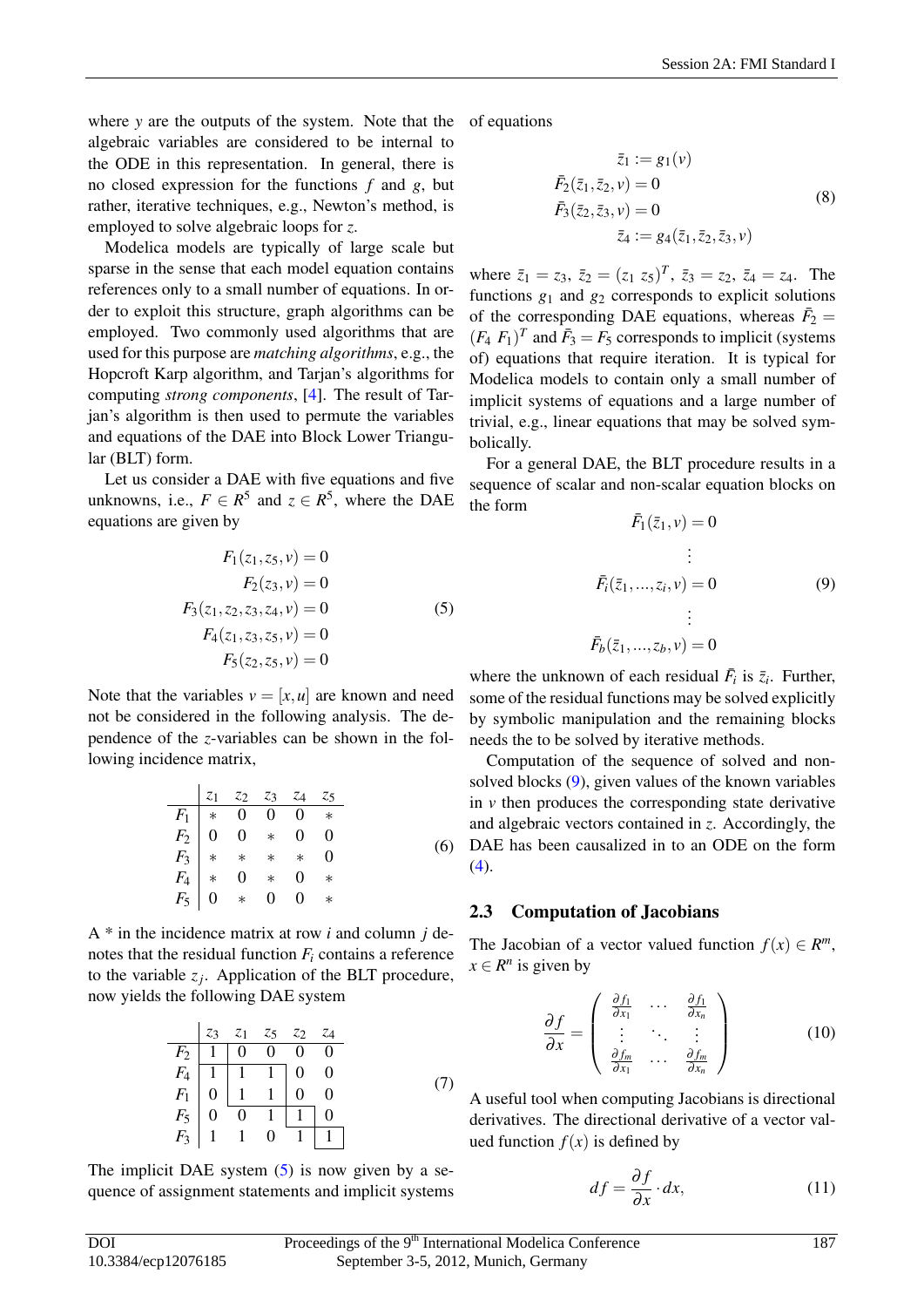where $y$ are the outputs of the system. Note that the algebraic variables are considered to be internal to the ODE in this representation. In general, there is no closed expression for the functions $f$ and $g$, but rather, iterative techniques, e.g., Newton's method, is employed to solve algebraic loops for $z$.

Modelica models are typically of large scale but sparse in the sense that each model equation contains references only to a small number of equations. In order to exploit this structure, graph algorithms can be employed. Two commonly used algorithms that are used for this purpose are *matching algorithms*, e.g., the Hopcroft Karp algorithm, and Tarjan's algorithms for computing *strong components*, [4]. The result of Tarjan's algorithm is then used to permute the variables and equations of the DAE into Block Lower Triangular (BLT) form.

Let us consider a DAE with five equations and five unknowns, i.e., $F \in R^5$ and $z \in R^5$, where the DAE equations are given by

$$
\begin{aligned}
F_1(z_1, z_5, v) &= 0 \\
F_2(z_3, v) &= 0 \\
F_3(z_1, z_2, z_3, z_4, v) &= 0 \\
F_4(z_1, z_3, z_5, v) &= 0 \\
F_5(z_2, z_5, v) &= 0
\end{aligned}
\tag{5}
$$

Note that the variables $v = [x, u]$ are known and need not be considered in the following analysis. The dependence of the $z$-variables can be shown in the following incidence matrix,

$$
\begin{array}{c|ccccc}
 & z_1 & z_2 & z_3 & z_4 & z_5 \\
\hline
F_1 & * & 0 & 0 & 0 & * \\
F_2 & 0 & 0 & * & 0 & 0 \\
F_3 & * & * & * & * & 0 \\
F_4 & * & 0 & * & 0 & * \\
F_5 & 0 & * & 0 & 0 & *
\end{array}
\tag{6}
$$

A * in the incidence matrix at row $i$ and column $j$ denotes that the residual function $F_i$ contains a reference to the variable $z_j$. Application of the BLT procedure, now yields the following DAE system

$$
\begin{array}{c|ccccc}
 & z_3 & z_1 & z_5 & z_2 & z_4 \\
\hline
F_2 & 1 & 0 & 0 & 0 & 0 \\
F_4 & 1 & 1 & 1 & 0 & 0 \\
F_1 & 0 & 1 & 1 & 0 & 0 \\
F_5 & 0 & 0 & 1 & 1 & 0 \\
F_3 & 1 & 1 & 0 & 1 & 1
\end{array}
\tag{7}
$$

The implicit DAE system (5) is now given by a sequence of assignment statements and implicit systems of equations

$$
\begin{aligned}
\bar{z}_1 &:= g_1(v) \\
\bar{F}_2(\bar{z}_1, \bar{z}_2, v) &= 0 \\
\bar{F}_3(\bar{z}_2, \bar{z}_3, v) &= 0 \\
\bar{z}_4 &:= g_4(\bar{z}_1, \bar{z}_2, \bar{z}_3, v)
\end{aligned}
\tag{8}
$$

where $\bar{z}_1 = z_3$, $\bar{z}_2 = (z_1 \ z_5)^T$, $\bar{z}_3 = z_2$, $\bar{z}_4 = z_4$. The functions $g_1$ and $g_2$ corresponds to explicit solutions of the corresponding DAE equations, whereas $\bar{F}_2 = (F_4 \ F_1)^T$ and $\bar{F}_3 = F_5$ corresponds to implicit (systems of) equations that require iteration. It is typical for Modelica models to contain only a small number of implicit systems of equations and a large number of trivial, e.g., linear equations that may be solved symbolically.

For a general DAE, the BLT procedure results in a sequence of scalar and non-scalar equation blocks on the form

$$
\begin{aligned}
\bar{F}_1(\bar{z}_1, v) &= 0 \\
&\vdots \\
\bar{F}_i(\bar{z}_1, ..., z_i, v) &= 0 \\
&\vdots \\
\bar{F}_b(\bar{z}_1, ..., z_b, v) &= 0
\end{aligned}
\tag{9}
$$

where the unknown of each residual $\bar{F}_i$ is $\bar{z}_i$. Further, some of the residual functions may be solved explicitly by symbolic manipulation and the remaining blocks needs the to be solved by iterative methods.

Computation of the sequence of solved and non-solved blocks (9), given values of the known variables in $v$ then produces the corresponding state derivative and algebraic vectors contained in $z$. Accordingly, the DAE has been causalized in to an ODE on the form (4).

### 2.3 Computation of Jacobians

The Jacobian of a vector valued function $f(x) \in R^m$, $x \in R^n$ is given by

$$
\frac{\partial f}{\partial x} = \begin{pmatrix} \frac{\partial f_1}{\partial x_1} & \cdots & \frac{\partial f_1}{\partial x_n} \\ \vdots & \ddots & \vdots \\ \frac{\partial f_m}{\partial x_1} & \cdots & \frac{\partial f_m}{\partial x_n} \end{pmatrix}
\tag{10}
$$

A useful tool when computing Jacobians is directional derivatives. The directional derivative of a vector valued function $f(x)$ is defined by

$$
df = \frac{\partial f}{\partial x} \cdot dx,
\tag{11}
$$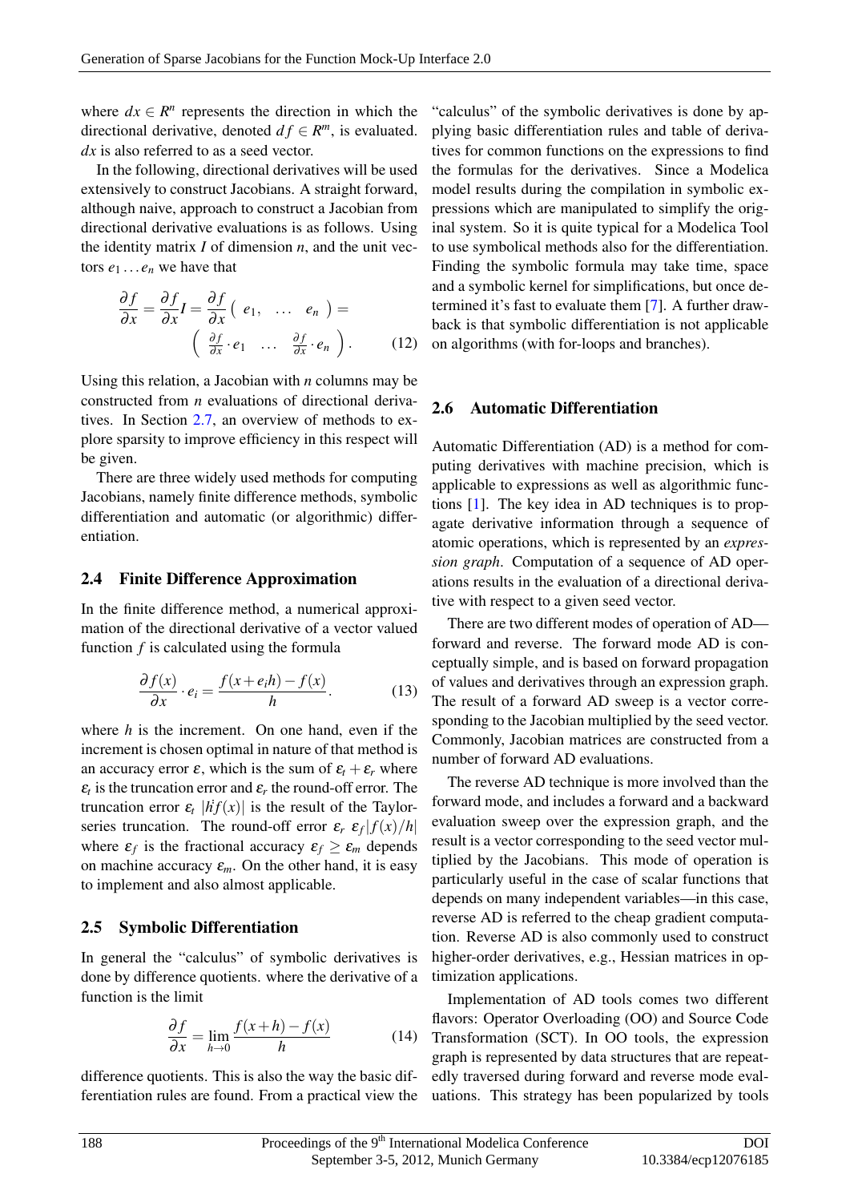where $dx \in R^n$ represents the direction in which the directional derivative, denoted $df \in R^m$, is evaluated. $dx$ is also referred to as a seed vector.

In the following, directional derivatives will be used extensively to construct Jacobians. A straight forward, although naive, approach to construct a Jacobian from directional derivative evaluations is as follows. Using the identity matrix $I$ of dimension $n$, and the unit vectors $e_1 \dots e_n$ we have that

$$\frac{\partial f}{\partial x} = \frac{\partial f}{\partial x} I = \frac{\partial f}{\partial x} \begin{pmatrix} e_1, & \dots & e_n \end{pmatrix} = \begin{pmatrix} \frac{\partial f}{\partial x} \cdot e_1 & \dots & \frac{\partial f}{\partial x} \cdot e_n \end{pmatrix}. \quad (12)$$

Using this relation, a Jacobian with $n$ columns may be constructed from $n$ evaluations of directional derivatives. In Section 2.7, an overview of methods to explore sparsity to improve efficiency in this respect will be given.

There are three widely used methods for computing Jacobians, namely finite difference methods, symbolic differentiation and automatic (or algorithmic) differentiation.

## 2.4 Finite Difference Approximation

In the finite difference method, a numerical approximation of the directional derivative of a vector valued function $f$ is calculated using the formula

$$\frac{\partial f(x)}{\partial x} \cdot e_i = \frac{f(x + e_i h) - f(x)}{h}. \quad (13)$$

where $h$ is the increment. On one hand, even if the increment is chosen optimal in nature of that method is an accuracy error $\varepsilon$, which is the sum of $\varepsilon_t + \varepsilon_r$ where $\varepsilon_t$ is the truncation error and $\varepsilon_r$ the round-off error. The truncation error $\varepsilon_t$ $|h\dot{f}(x)|$ is the result of the Taylor-series truncation. The round-off error $\varepsilon_r$ $\varepsilon_f |f(x)/h|$ where $\varepsilon_f$ is the fractional accuracy $\varepsilon_f \geq \varepsilon_m$ depends on machine accuracy $\varepsilon_m$. On the other hand, it is easy to implement and also almost applicable.

## 2.5 Symbolic Differentiation

In general the "calculus" of symbolic derivatives is done by difference quotients. where the derivative of a function is the limit

$$\frac{\partial f}{\partial x} = \lim_{h \to 0} \frac{f(x+h) - f(x)}{h} \quad (14)$$

difference quotients. This is also the way the basic differentiation rules are found. From a practical view the "calculus" of the symbolic derivatives is done by applying basic differentiation rules and table of derivatives for common functions on the expressions to find the formulas for the derivatives. Since a Modelica model results during the compilation in symbolic expressions which are manipulated to simplify the original system. So it is quite typical for a Modelica Tool to use symbolical methods also for the differentiation. Finding the symbolic formula may take time, space and a symbolic kernel for simplifications, but once determined it's fast to evaluate them [7]. A further drawback is that symbolic differentiation is not applicable on algorithms (with for-loops and branches).

## 2.6 Automatic Differentiation

Automatic Differentiation (AD) is a method for computing derivatives with machine precision, which is applicable to expressions as well as algorithmic functions [1]. The key idea in AD techniques is to propagate derivative information through a sequence of atomic operations, which is represented by an *expression graph*. Computation of a sequence of AD operations results in the evaluation of a directional derivative with respect to a given seed vector.

There are two different modes of operation of AD—forward and reverse. The forward mode AD is conceptually simple, and is based on forward propagation of values and derivatives through an expression graph. The result of a forward AD sweep is a vector corresponding to the Jacobian multiplied by the seed vector. Commonly, Jacobian matrices are constructed from a number of forward AD evaluations.

The reverse AD technique is more involved than the forward mode, and includes a forward and a backward evaluation sweep over the expression graph, and the result is a vector corresponding to the seed vector multiplied by the Jacobians. This mode of operation is particularly useful in the case of scalar functions that depends on many independent variables—in this case, reverse AD is referred to the cheap gradient computation. Reverse AD is also commonly used to construct higher-order derivatives, e.g., Hessian matrices in optimization applications.

Implementation of AD tools comes two different flavors: Operator Overloading (OO) and Source Code Transformation (SCT). In OO tools, the expression graph is represented by data structures that are repeatedly traversed during forward and reverse mode evaluations. This strategy has been popularized by tools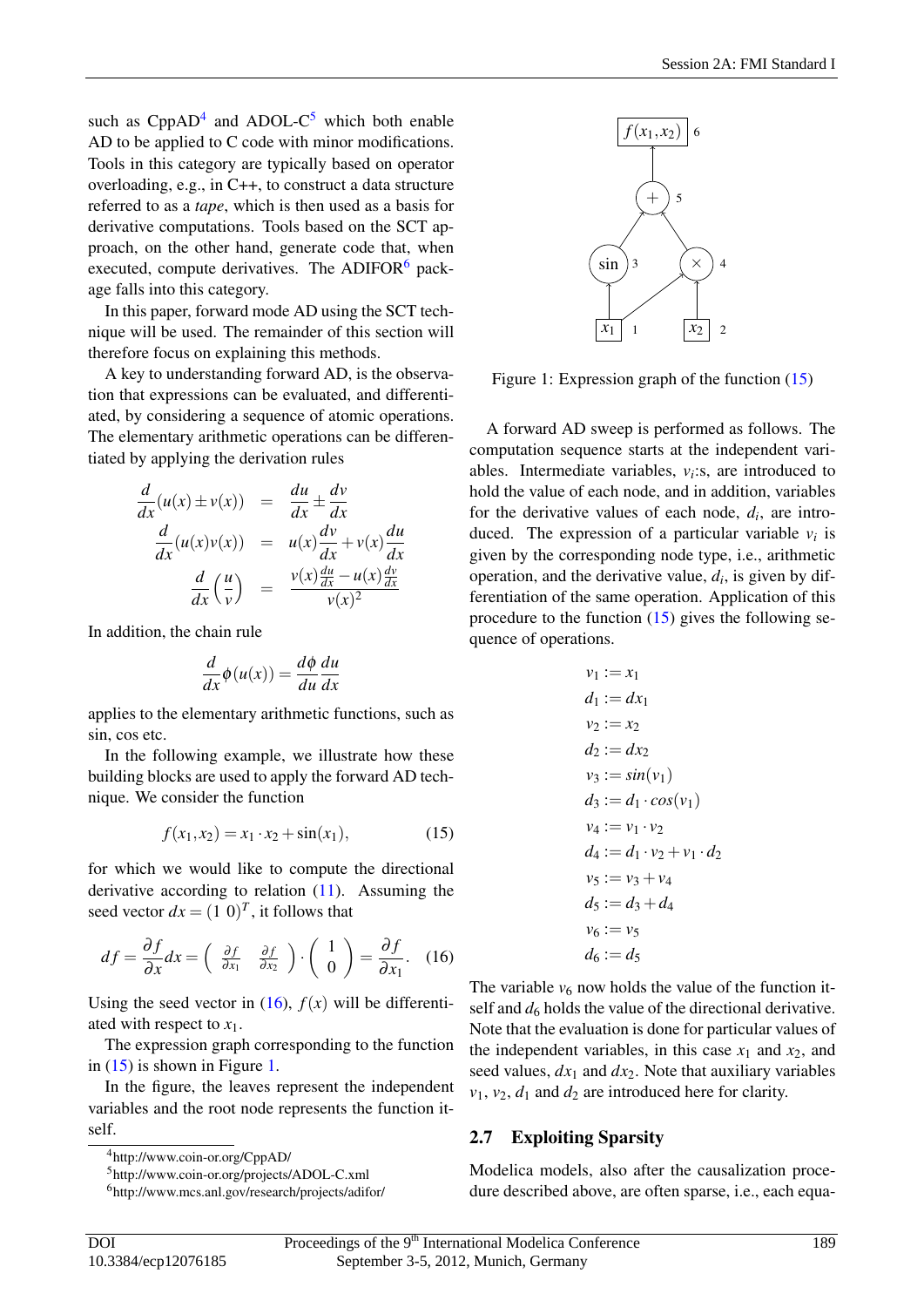such as CppAD[4] and ADOL-C[5] which both enable AD to be applied to C code with minor modifications. Tools in this category are typically based on operator overloading, e.g., in C++, to construct a data structure referred to as a *tape*, which is then used as a basis for derivative computations. Tools based on the SCT approach, on the other hand, generate code that, when executed, compute derivatives. The ADIFOR[6] package falls into this category.

In this paper, forward mode AD using the SCT technique will be used. The remainder of this section will therefore focus on explaining this methods.

A key to understanding forward AD, is the observation that expressions can be evaluated, and differentiated, by considering a sequence of atomic operations. The elementary arithmetic operations can be differentiated by applying the derivation rules

$$\begin{aligned}
\frac{d}{dx}(u(x) \pm v(x)) &= \frac{du}{dx} \pm \frac{dv}{dx} \\
\frac{d}{dx}(u(x)v(x)) &= u(x)\frac{dv}{dx} + v(x)\frac{du}{dx} \\
\frac{d}{dx}\left(\frac{u}{v}\right) &= \frac{v(x)\frac{du}{dx} - u(x)\frac{dv}{dx}}{v(x)^2}
\end{aligned}$$

In addition, the chain rule

$$\frac{d}{dx}\phi(u(x)) = \frac{d\phi}{du}\frac{du}{dx}$$

applies to the elementary arithmetic functions, such as sin, cos etc.

In the following example, we illustrate how these building blocks are used to apply the forward AD technique. We consider the function

$$f(x_1, x_2) = x_1 \cdot x_2 + \sin(x_1), \tag{15}$$

for which we would like to compute the directional derivative according to relation (11). Assuming the seed vector $dx = (1\ 0)^T$, it follows that

$$df = \frac{\partial f}{\partial x} dx = \begin{pmatrix} \frac{\partial f}{\partial x_1} & \frac{\partial f}{\partial x_2} \end{pmatrix} \cdot \begin{pmatrix} 1 \\ 0 \end{pmatrix} = \frac{\partial f}{\partial x_1}. \tag{16}$$

Using the seed vector in (16), $f(x)$ will be differentiated with respect to $x_1$.

The expression graph corresponding to the function in (15) is shown in Figure 1.

In the figure, the leaves represent the independent variables and the root node represents the function itself.

Figure 1: Expression graph of the function (15)

A forward AD sweep is performed as follows. The computation sequence starts at the independent variables. Intermediate variables, $v_i$:s, are introduced to hold the value of each node, and in addition, variables for the derivative values of each node, $d_i$, are introduced. The expression of a particular variable $v_i$ is given by the corresponding node type, i.e., arithmetic operation, and the derivative value, $d_i$, is given by differentiation of the same operation. Application of this procedure to the function (15) gives the following sequence of operations.

$$\begin{aligned}
v_1 &:= x_1 \\
d_1 &:= dx_1 \\
v_2 &:= x_2 \\
d_2 &:= dx_2 \\
v_3 &:= sin(v_1) \\
d_3 &:= d_1 \cdot cos(v_1) \\
v_4 &:= v_1 \cdot v_2 \\
d_4 &:= d_1 \cdot v_2 + v_1 \cdot d_2 \\
v_5 &:= v_3 + v_4 \\
d_5 &:= d_3 + d_4 \\
v_6 &:= v_5 \\
d_6 &:= d_5
\end{aligned}$$

The variable $v_6$ now holds the value of the function itself and $d_6$ holds the value of the directional derivative. Note that the evaluation is done for particular values of the independent variables, in this case $x_1$ and $x_2$, and seed values, $dx_1$ and $dx_2$. Note that auxiliary variables $v_1$, $v_2$, $d_1$ and $d_2$ are introduced here for clarity.

## 2.7 Exploiting Sparsity

Modelica models, also after the causalization procedure described above, are often sparse, i.e., each equa-

[4] http://www.coin-or.org/CppAD/

[5] http://www.coin-or.org/projects/ADOL-C.xml

[6] http://www.mcs.anl.gov/research/projects/adifor/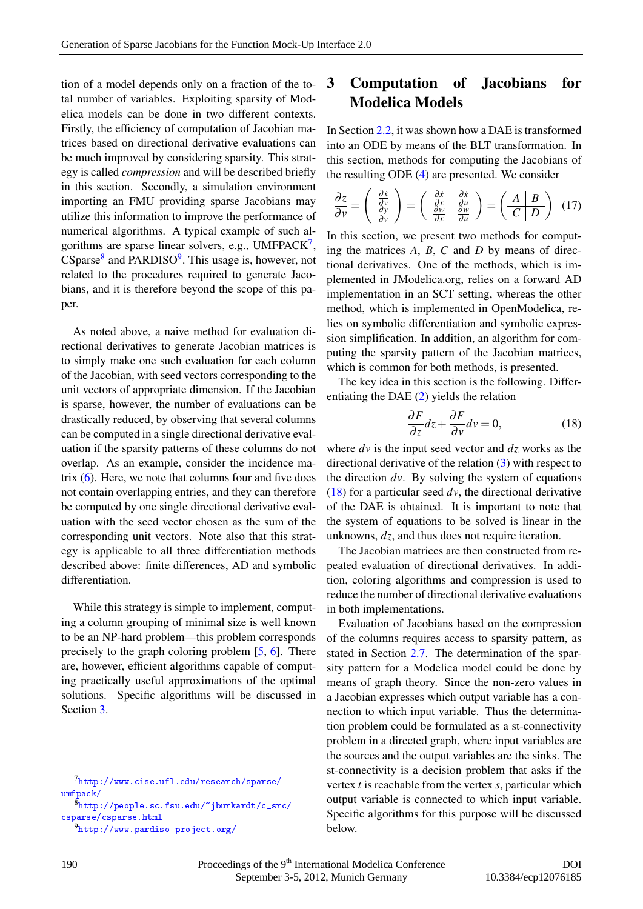tion of a model depends only on a fraction of the total number of variables. Exploiting sparsity of Modelica models can be done in two different contexts. Firstly, the efficiency of computation of Jacobian matrices based on directional derivative evaluations can be much improved by considering sparsity. This strategy is called *compression* and will be described briefly in this section. Secondly, a simulation environment importing an FMU providing sparse Jacobians may utilize this information to improve the performance of numerical algorithms. A typical example of such algorithms are sparse linear solvers, e.g., UMFPACK[7], CSparse[8] and PARDISO[9]. This usage is, however, not related to the procedures required to generate Jacobians, and it is therefore beyond the scope of this paper.

As noted above, a naive method for evaluation directional derivatives to generate Jacobian matrices is to simply make one such evaluation for each column of the Jacobian, with seed vectors corresponding to the unit vectors of appropriate dimension. If the Jacobian is sparse, however, the number of evaluations can be drastically reduced, by observing that several columns can be computed in a single directional derivative evaluation if the sparsity patterns of these columns do not overlap. As an example, consider the incidence matrix (6). Here, we note that columns four and five does not contain overlapping entries, and they can therefore be computed by one single directional derivative evaluation with the seed vector chosen as the sum of the corresponding unit vectors. Note also that this strategy is applicable to all three differentiation methods described above: finite differences, AD and symbolic differentiation.

While this strategy is simple to implement, computing a column grouping of minimal size is well known to be an NP-hard problem—this problem corresponds precisely to the graph coloring problem [5, 6]. There are, however, efficient algorithms capable of computing practically useful approximations of the optimal solutions. Specific algorithms will be discussed in Section 3.

[7] http://www.cise.ufl.edu/research/sparse/umfpack/

[8] http://people.sc.fsu.edu/~jburkardt/c_src/csparse/csparse.html

[9] http://www.pardiso-project.org/

# 3 Computation of Jacobians for Modelica Models

In Section 2.2, it was shown how a DAE is transformed into an ODE by means of the BLT transformation. In this section, methods for computing the Jacobians of the resulting ODE (4) are presented. We consider

$$\frac{\partial z}{\partial v} = \begin{pmatrix} \frac{\partial \dot{x}}{\partial v} \\ \frac{\partial y}{\partial v} \end{pmatrix} = \begin{pmatrix} \frac{\partial \dot{x}}{\partial x} & \frac{\partial \dot{x}}{\partial u} \\ \frac{\partial w}{\partial x} & \frac{\partial w}{\partial u} \end{pmatrix} = \left( \begin{array}{c|c} A & B \\ \hline C & D \end{array} \right) \quad (17)$$

In this section, we present two methods for computing the matrices $A$, $B$, $C$ and $D$ by means of directional derivatives. One of the methods, which is implemented in JModelica.org, relies on a forward AD implementation in an SCT setting, whereas the other method, which is implemented in OpenModelica, relies on symbolic differentiation and symbolic expression simplification. In addition, an algorithm for computing the sparsity pattern of the Jacobian matrices, which is common for both methods, is presented.

The key idea in this section is the following. Differentiating the DAE (2) yields the relation

$$\frac{\partial F}{\partial z} dz + \frac{\partial F}{\partial v} dv = 0, \quad (18)$$

where $dv$ is the input seed vector and $dz$ works as the directional derivative of the relation (3) with respect to the direction $dv$. By solving the system of equations (18) for a particular seed $dv$, the directional derivative of the DAE is obtained. It is important to note that the system of equations to be solved is linear in the unknowns, $dz$, and thus does not require iteration.

The Jacobian matrices are then constructed from repeated evaluation of directional derivatives. In addition, coloring algorithms and compression is used to reduce the number of directional derivative evaluations in both implementations.

Evaluation of Jacobians based on the compression of the columns requires access to sparsity pattern, as stated in Section 2.7. The determination of the sparsity pattern for a Modelica model could be done by means of graph theory. Since the non-zero values in a Jacobian expresses which output variable has a connection to which input variable. Thus the determination problem could be formulated as a st-connectivity problem in a directed graph, where input variables are the sources and the output variables are the sinks. The st-connectivity is a decision problem that asks if the vertex $t$ is reachable from the vertex $s$, particular which output variable is connected to which input variable. Specific algorithms for this purpose will be discussed below.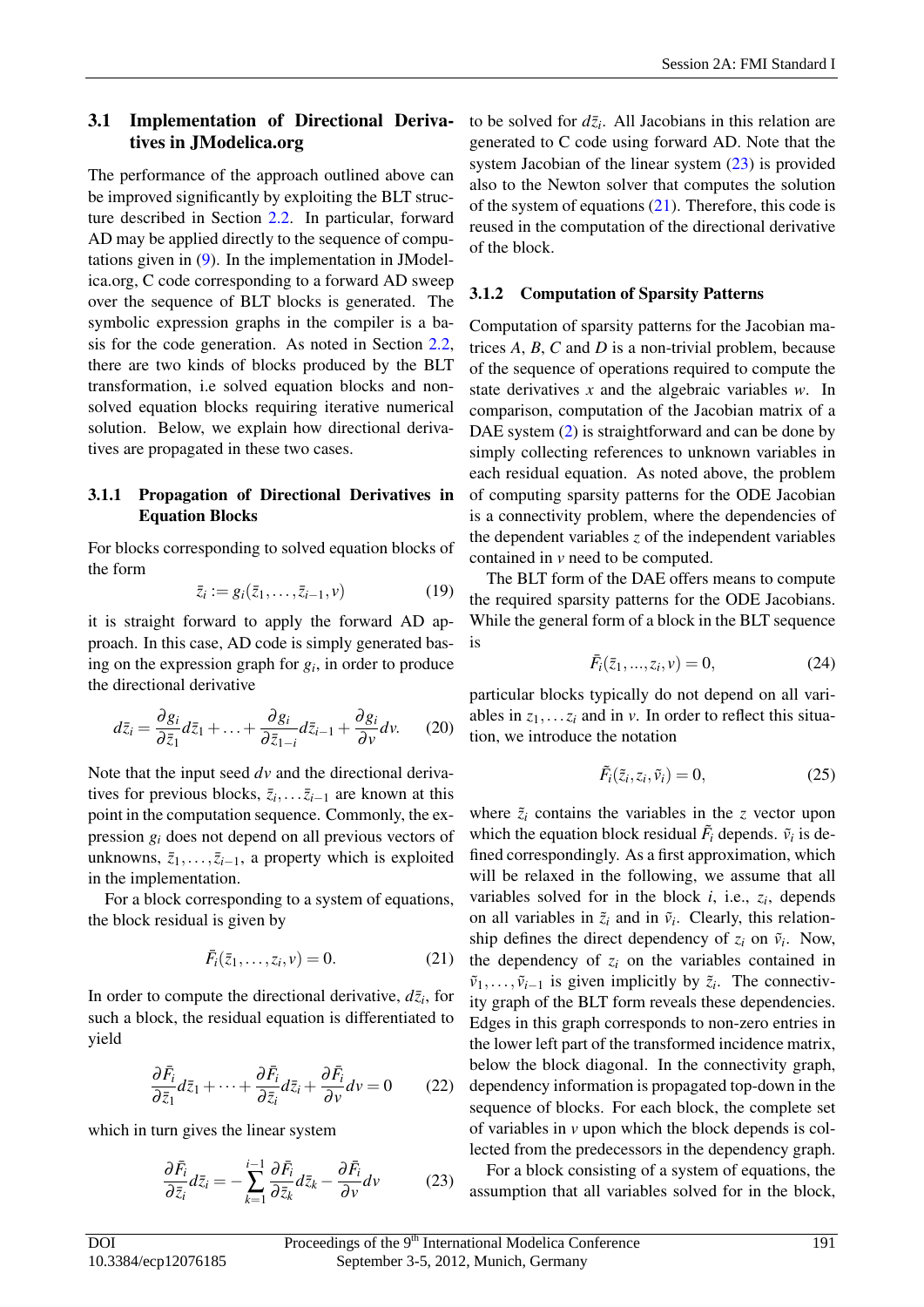### 3.1 Implementation of Directional Derivatives in JModelica.org

The performance of the approach outlined above can be improved significantly by exploiting the BLT structure described in Section 2.2. In particular, forward AD may be applied directly to the sequence of computations given in (9). In the implementation in JModelica.org, C code corresponding to a forward AD sweep over the sequence of BLT blocks is generated. The symbolic expression graphs in the compiler is a basis for the code generation. As noted in Section 2.2, there are two kinds of blocks produced by the BLT transformation, i.e solved equation blocks and non-solved equation blocks requiring iterative numerical solution. Below, we explain how directional derivatives are propagated in these two cases.

#### 3.1.1 Propagation of Directional Derivatives in Equation Blocks

For blocks corresponding to solved equation blocks of the form

$$\bar{z}_i := g_i(\bar{z}_1, \ldots, \bar{z}_{i-1}, v) \tag{19}$$

it is straight forward to apply the forward AD approach. In this case, AD code is simply generated basing on the expression graph for $g_i$, in order to produce the directional derivative

$$d\bar{z}_i = \frac{\partial g_i}{\partial \bar{z}_1} d\bar{z}_1 + \ldots + \frac{\partial g_i}{\partial \bar{z}_{1-i}} d\bar{z}_{i-1} + \frac{\partial g_i}{\partial v} dv. \tag{20}$$

Note that the input seed $dv$ and the directional derivatives for previous blocks, $\bar{z}_i, \ldots \bar{z}_{i-1}$ are known at this point in the computation sequence. Commonly, the expression $g_i$ does not depend on all previous vectors of unknowns, $\bar{z}_1, \ldots, \bar{z}_{i-1}$, a property which is exploited in the implementation.

For a block corresponding to a system of equations, the block residual is given by

$$\bar{F}_i(\bar{z}_1, \ldots, z_i, v) = 0. \tag{21}$$

In order to compute the directional derivative, $d\bar{z}_i$, for such a block, the residual equation is differentiated to yield

$$\frac{\partial \bar{F}_i}{\partial \bar{z}_1} d\bar{z}_1 + \cdots + \frac{\partial \bar{F}_i}{\partial \bar{z}_i} d\bar{z}_i + \frac{\partial \bar{F}_i}{\partial v} dv = 0 \tag{22}$$

which in turn gives the linear system

$$\frac{\partial \bar{F}_i}{\partial \bar{z}_i} d\bar{z}_i = -\sum_{k=1}^{i-1} \frac{\partial \bar{F}_i}{\partial \bar{z}_k} d\bar{z}_k - \frac{\partial \bar{F}_i}{\partial v} dv \tag{23}$$

to be solved for $d\bar{z}_i$. All Jacobians in this relation are generated to C code using forward AD. Note that the system Jacobian of the linear system (23) is provided also to the Newton solver that computes the solution of the system of equations (21). Therefore, this code is reused in the computation of the directional derivative of the block.

#### 3.1.2 Computation of Sparsity Patterns

Computation of sparsity patterns for the Jacobian matrices $A$, $B$, $C$ and $D$ is a non-trivial problem, because of the sequence of operations required to compute the state derivatives $x$ and the algebraic variables $w$. In comparison, computation of the Jacobian matrix of a DAE system (2) is straightforward and can be done by simply collecting references to unknown variables in each residual equation. As noted above, the problem of computing sparsity patterns for the ODE Jacobian is a connectivity problem, where the dependencies of the dependent variables $z$ of the independent variables contained in $v$ need to be computed.

The BLT form of the DAE offers means to compute the required sparsity patterns for the ODE Jacobians. While the general form of a block in the BLT sequence is

$$\bar{F}_i(\bar{z}_1, ..., z_i, v) = 0, \tag{24}$$

particular blocks typically do not depend on all variables in $z_1, \ldots z_i$ and in $v$. In order to reflect this situation, we introduce the notation

$$\tilde{F}_i(\tilde{z}_i, z_i, \tilde{v}_i) = 0, \tag{25}$$

where $\tilde{z}_i$ contains the variables in the $z$ vector upon which the equation block residual $\tilde{F}_i$ depends. $\tilde{v}_i$ is defined correspondingly. As a first approximation, which will be relaxed in the following, we assume that all variables solved for in the block $i$, i.e., $z_i$, depends on all variables in $\tilde{z}_i$ and in $\tilde{v}_i$. Clearly, this relationship defines the direct dependency of $z_i$ on $\tilde{v}_i$. Now, the dependency of $z_i$ on the variables contained in $\tilde{v}_1, \ldots, \tilde{v}_{i-1}$ is given implicitly by $\tilde{z}_i$. The connectivity graph of the BLT form reveals these dependencies. Edges in this graph corresponds to non-zero entries in the lower left part of the transformed incidence matrix, below the block diagonal. In the connectivity graph, dependency information is propagated top-down in the sequence of blocks. For each block, the complete set of variables in $v$ upon which the block depends is collected from the predecessors in the dependency graph.

For a block consisting of a system of equations, the assumption that all variables solved for in the block,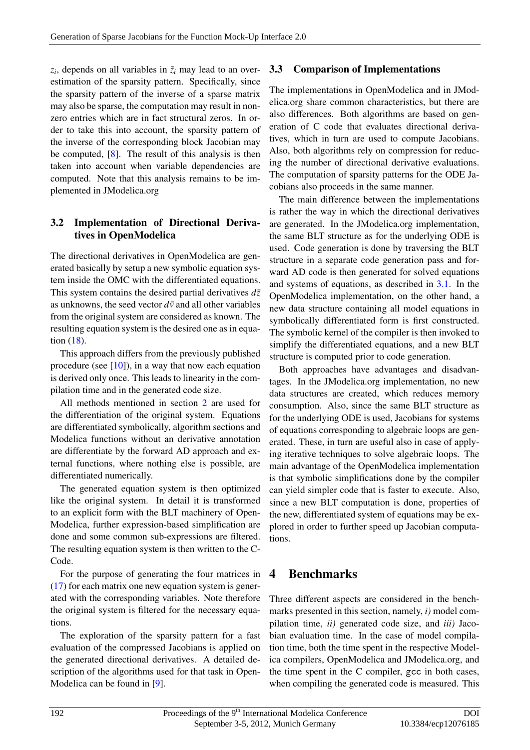$z_i$, depends on all variables in $\tilde{z}_i$ may lead to an overestimation of the sparsity pattern. Specifically, since the sparsity pattern of the inverse of a sparse matrix may also be sparse, the computation may result in nonzero entries which are in fact structural zeros. In order to take this into account, the sparsity pattern of the inverse of the corresponding block Jacobian may be computed, [8]. The result of this analysis is then taken into account when variable dependencies are computed. Note that this analysis remains to be implemented in JModelica.org

### 3.2 Implementation of Directional Derivatives in OpenModelica

The directional derivatives in OpenModelica are generated basically by setup a new symbolic equation system inside the OMC with the differentiated equations. This system contains the desired partial derivatives $d\bar{z}$ as unknowns, the seed vector $d\bar{v}$ and all other variables from the original system are considered as known. The resulting equation system is the desired one as in equation (18).

This approach differs from the previously published procedure (see [10]), in a way that now each equation is derived only once. This leads to linearity in the compilation time and in the generated code size.

All methods mentioned in section 2 are used for the differentiation of the original system. Equations are differentiated symbolically, algorithm sections and Modelica functions without an derivative annotation are differentiate by the forward AD approach and external functions, where nothing else is possible, are differentiated numerically.

The generated equation system is then optimized like the original system. In detail it is transformed to an explicit form with the BLT machinery of OpenModelica, further expression-based simplification are done and some common sub-expressions are filtered. The resulting equation system is then written to the C-Code.

For the purpose of generating the four matrices in (17) for each matrix one new equation system is generated with the corresponding variables. Note therefore the original system is filtered for the necessary equations.

The exploration of the sparsity pattern for a fast evaluation of the compressed Jacobians is applied on the generated directional derivatives. A detailed description of the algorithms used for that task in OpenModelica can be found in [9].

### 3.3 Comparison of Implementations

The implementations in OpenModelica and in JModelica.org share common characteristics, but there are also differences. Both algorithms are based on generation of C code that evaluates directional derivatives, which in turn are used to compute Jacobians. Also, both algorithms rely on compression for reducing the number of directional derivative evaluations. The computation of sparsity patterns for the ODE Jacobians also proceeds in the same manner.

The main difference between the implementations is rather the way in which the directional derivatives are generated. In the JModelica.org implementation, the same BLT structure as for the underlying ODE is used. Code generation is done by traversing the BLT structure in a separate code generation pass and forward AD code is then generated for solved equations and systems of equations, as described in 3.1. In the OpenModelica implementation, on the other hand, a new data structure containing all model equations in symbolically differentiated form is first constructed. The symbolic kernel of the compiler is then invoked to simplify the differentiated equations, and a new BLT structure is computed prior to code generation.

Both approaches have advantages and disadvantages. In the JModelica.org implementation, no new data structures are created, which reduces memory consumption. Also, since the same BLT structure as for the underlying ODE is used, Jacobians for systems of equations corresponding to algebraic loops are generated. These, in turn are useful also in case of applying iterative techniques to solve algebraic loops. The main advantage of the OpenModelica implementation is that symbolic simplifications done by the compiler can yield simpler code that is faster to execute. Also, since a new BLT computation is done, properties of the new, differentiated system of equations may be explored in order to further speed up Jacobian computations.

## 4 Benchmarks

Three different aspects are considered in the benchmarks presented in this section, namely, *i)* model compilation time, *ii)* generated code size, and *iii)* Jacobian evaluation time. In the case of model compilation time, both the time spent in the respective Modelica compilers, OpenModelica and JModelica.org, and the time spent in the C compiler, `gcc` in both cases, when compiling the generated code is measured. This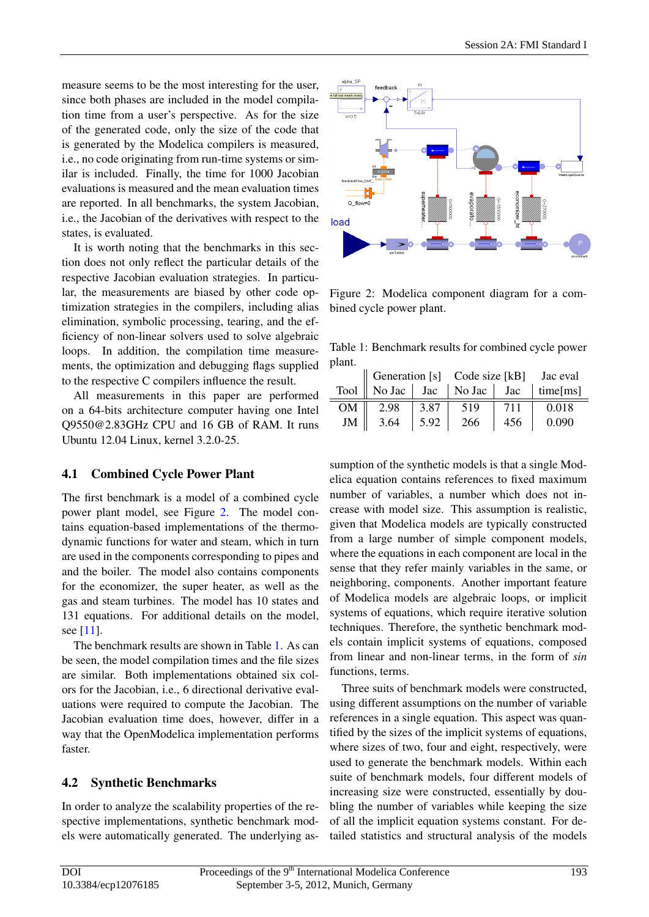measure seems to be the most interesting for the user, since both phases are included in the model compilation time from a user's perspective. As for the size of the generated code, only the size of the code that is generated by the Modelica compilers is measured, i.e., no code originating from run-time systems or similar is included. Finally, the time for 1000 Jacobian evaluations is measured and the mean evaluation times are reported. In all benchmarks, the system Jacobian, i.e., the Jacobian of the derivatives with respect to the states, is evaluated.

It is worth noting that the benchmarks in this section does not only reflect the particular details of the respective Jacobian evaluation strategies. In particular, the measurements are biased by other code optimization strategies in the compilers, including alias elimination, symbolic processing, tearing, and the efficiency of non-linear solvers used to solve algebraic loops. In addition, the compilation time measurements, the optimization and debugging flags supplied to the respective C compilers influence the result.

All measurements in this paper are performed on a 64-bits architecture computer having one Intel Q9550@2.83GHz CPU and 16 GB of RAM. It runs Ubuntu 12.04 Linux, kernel 3.2.0-25.

## 4.1 Combined Cycle Power Plant

The first benchmark is a model of a combined cycle power plant model, see Figure 2. The model contains equation-based implementations of the thermodynamic functions for water and steam, which in turn are used in the components corresponding to pipes and and the boiler. The model also contains components for the economizer, the super heater, as well as the gas and steam turbines. The model has 10 states and 131 equations. For additional details on the model, see [11].

The benchmark results are shown in Table 1. As can be seen, the model compilation times and the file sizes are similar. Both implementations obtained six colors for the Jacobian, i.e., 6 directional derivative evaluations were required to compute the Jacobian. The Jacobian evaluation time does, however, differ in a way that the OpenModelica implementation performs faster.

Figure 2: Modelica component diagram for a combined cycle power plant.

Table 1: Benchmark results for combined cycle power plant.

| Tool | Generation [s] | | Code size [kB] | | Jac eval |
|---|---|---|---|---|---|
| | No Jac | Jac | No Jac | Jac | time[ms] |
| OM | 2.98 | 3.87 | 519 | 711 | 0.018 |
| JM | 3.64 | 5.92 | 266 | 456 | 0.090 |

## 4.2 Synthetic Benchmarks

In order to analyze the scalability properties of the respective implementations, synthetic benchmark models were automatically generated. The underlying assumption of the synthetic models is that a single Modelica equation contains references to fixed maximum number of variables, a number which does not increase with model size. This assumption is realistic, given that Modelica models are typically constructed from a large number of simple component models, where the equations in each component are local in the sense that they refer mainly variables in the same, or neighboring, components. Another important feature of Modelica models are algebraic loops, or implicit systems of equations, which require iterative solution techniques. Therefore, the synthetic benchmark models contain implicit systems of equations, composed from linear and non-linear terms, in the form of *sin* functions, terms.

Three suits of benchmark models were constructed, using different assumptions on the number of variable references in a single equation. This aspect was quantified by the sizes of the implicit systems of equations, where sizes of two, four and eight, respectively, were used to generate the benchmark models. Within each suite of benchmark models, four different models of increasing size were constructed, essentially by doubling the number of variables while keeping the size of all the implicit equation systems constant. For detailed statistics and structural analysis of the models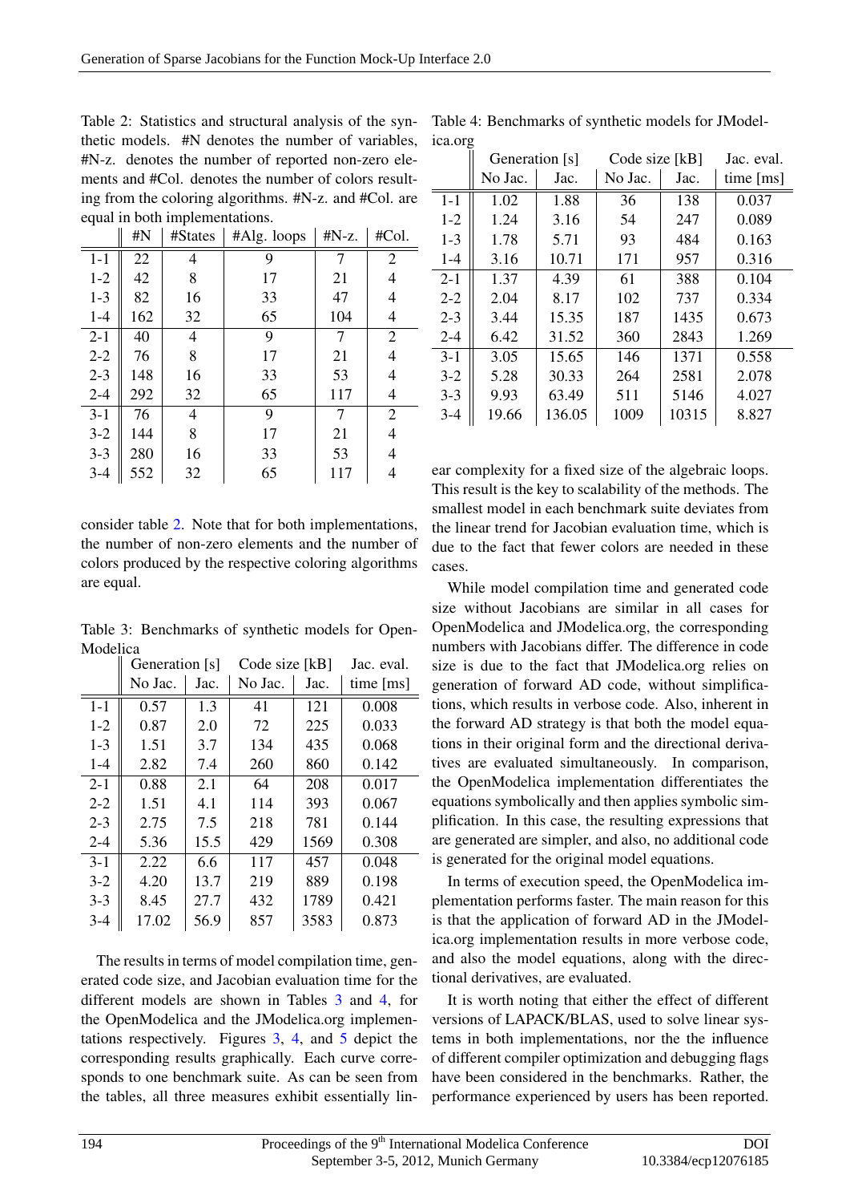Table 2: Statistics and structural analysis of the synthetic models. #N denotes the number of variables, #N-z. denotes the number of reported non-zero elements and #Col. denotes the number of colors resulting from the coloring algorithms. #N-z. and #Col. are equal in both implementations.

| | #N | #States | #Alg. loops | #N-z. | #Col. |
|---|---|---|---|---|---|
| 1-1 | 22 | 4 | 9 | 7 | 2 |
| 1-2 | 42 | 8 | 17 | 21 | 4 |
| 1-3 | 82 | 16 | 33 | 47 | 4 |
| 1-4 | 162 | 32 | 65 | 104 | 4 |
| 2-1 | 40 | 4 | 9 | 7 | 2 |
| 2-2 | 76 | 8 | 17 | 21 | 4 |
| 2-3 | 148 | 16 | 33 | 53 | 4 |
| 2-4 | 292 | 32 | 65 | 117 | 4 |
| 3-1 | 76 | 4 | 9 | 7 | 2 |
| 3-2 | 144 | 8 | 17 | 21 | 4 |
| 3-3 | 280 | 16 | 33 | 53 | 4 |
| 3-4 | 552 | 32 | 65 | 117 | 4 |

consider table 2. Note that for both implementations, the number of non-zero elements and the number of colors produced by the respective coloring algorithms are equal.

Table 3: Benchmarks of synthetic models for OpenModelica

| | Generation [s] | | Code size [kB] | | Jac. eval. |
|---|---|---|---|---|---|
| | No Jac. | Jac. | No Jac. | Jac. | time [ms] |
| 1-1 | 0.57 | 1.3 | 41 | 121 | 0.008 |
| 1-2 | 0.87 | 2.0 | 72 | 225 | 0.033 |
| 1-3 | 1.51 | 3.7 | 134 | 435 | 0.068 |
| 1-4 | 2.82 | 7.4 | 260 | 860 | 0.142 |
| 2-1 | 0.88 | 2.1 | 64 | 208 | 0.017 |
| 2-2 | 1.51 | 4.1 | 114 | 393 | 0.067 |
| 2-3 | 2.75 | 7.5 | 218 | 781 | 0.144 |
| 2-4 | 5.36 | 15.5 | 429 | 1569 | 0.308 |
| 3-1 | 2.22 | 6.6 | 117 | 457 | 0.048 |
| 3-2 | 4.20 | 13.7 | 219 | 889 | 0.198 |
| 3-3 | 8.45 | 27.7 | 432 | 1789 | 0.421 |
| 3-4 | 17.02 | 56.9 | 857 | 3583 | 0.873 |

The results in terms of model compilation time, generated code size, and Jacobian evaluation time for the different models are shown in Tables 3 and 4, for the OpenModelica and the JModelica.org implementations respectively. Figures 3, 4, and 5 depict the corresponding results graphically. Each curve corresponds to one benchmark suite. As can be seen from the tables, all three measures exhibit essentially linear complexity for a fixed size of the algebraic loops. This result is the key to scalability of the methods. The smallest model in each benchmark suite deviates from the linear trend for Jacobian evaluation time, which is due to the fact that fewer colors are needed in these cases.

Table 4: Benchmarks of synthetic models for JModelica.org

| | Generation [s] | | Code size [kB] | | Jac. eval. |
|---|---|---|---|---|---|
| | No Jac. | Jac. | No Jac. | Jac. | time [ms] |
| 1-1 | 1.02 | 1.88 | 36 | 138 | 0.037 |
| 1-2 | 1.24 | 3.16 | 54 | 247 | 0.089 |
| 1-3 | 1.78 | 5.71 | 93 | 484 | 0.163 |
| 1-4 | 3.16 | 10.71 | 171 | 957 | 0.316 |
| 2-1 | 1.37 | 4.39 | 61 | 388 | 0.104 |
| 2-2 | 2.04 | 8.17 | 102 | 737 | 0.334 |
| 2-3 | 3.44 | 15.35 | 187 | 1435 | 0.673 |
| 2-4 | 6.42 | 31.52 | 360 | 2843 | 1.269 |
| 3-1 | 3.05 | 15.65 | 146 | 1371 | 0.558 |
| 3-2 | 5.28 | 30.33 | 264 | 2581 | 2.078 |
| 3-3 | 9.93 | 63.49 | 511 | 5146 | 4.027 |
| 3-4 | 19.66 | 136.05 | 1009 | 10315 | 8.827 |

While model compilation time and generated code size without Jacobians are similar in all cases for OpenModelica and JModelica.org, the corresponding numbers with Jacobians differ. The difference in code size is due to the fact that JModelica.org relies on generation of forward AD code, without simplifications, which results in verbose code. Also, inherent in the forward AD strategy is that both the model equations in their original form and the directional derivatives are evaluated simultaneously. In comparison, the OpenModelica implementation differentiates the equations symbolically and then applies symbolic simplification. In this case, the resulting expressions that are generated are simpler, and also, no additional code is generated for the original model equations.

In terms of execution speed, the OpenModelica implementation performs faster. The main reason for this is that the application of forward AD in the JModelica.org implementation results in more verbose code, and also the model equations, along with the directional derivatives, are evaluated.

It is worth noting that either the effect of different versions of LAPACK/BLAS, used to solve linear systems in both implementations, nor the the influence of different compiler optimization and debugging flags have been considered in the benchmarks. Rather, the performance experienced by users has been reported.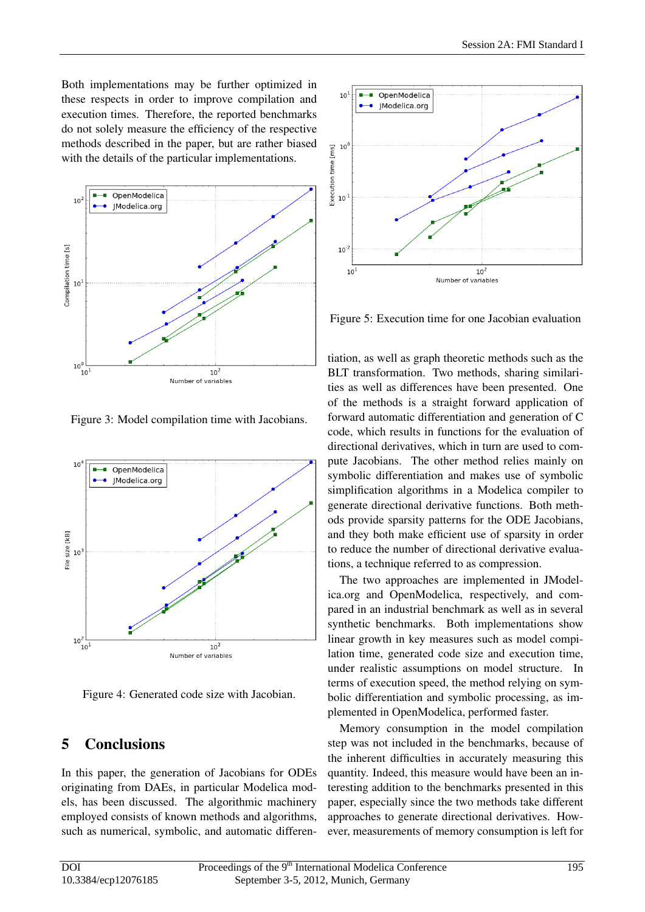Both implementations may be further optimized in these respects in order to improve compilation and execution times. Therefore, the reported benchmarks do not solely measure the efficiency of the respective methods described in the paper, but are rather biased with the details of the particular implementations.

Figure 3: Model compilation time with Jacobians.

Figure 4: Generated code size with Jacobian.

Figure 5: Execution time for one Jacobian evaluation

## 5 Conclusions

In this paper, the generation of Jacobians for ODEs originating from DAEs, in particular Modelica models, has been discussed. The algorithmic machinery employed consists of known methods and algorithms, such as numerical, symbolic, and automatic differentiation, as well as graph theoretic methods such as the BLT transformation. Two methods, sharing similarities as well as differences have been presented. One of the methods is a straight forward application of forward automatic differentiation and generation of C code, which results in functions for the evaluation of directional derivatives, which in turn are used to compute Jacobians. The other method relies mainly on symbolic differentiation and makes use of symbolic simplification algorithms in a Modelica compiler to generate directional derivative functions. Both methods provide sparsity patterns for the ODE Jacobians, and they both make efficient use of sparsity in order to reduce the number of directional derivative evaluations, a technique referred to as compression.

The two approaches are implemented in JModelica.org and OpenModelica, respectively, and compared in an industrial benchmark as well as in several synthetic benchmarks. Both implementations show linear growth in key measures such as model compilation time, generated code size and execution time, under realistic assumptions on model structure. In terms of execution speed, the method relying on symbolic differentiation and symbolic processing, as implemented in OpenModelica, performed faster.

Memory consumption in the model compilation step was not included in the benchmarks, because of the inherent difficulties in accurately measuring this quantity. Indeed, this measure would have been an interesting addition to the benchmarks presented in this paper, especially since the two methods take different approaches to generate directional derivatives. However, measurements of memory consumption is left for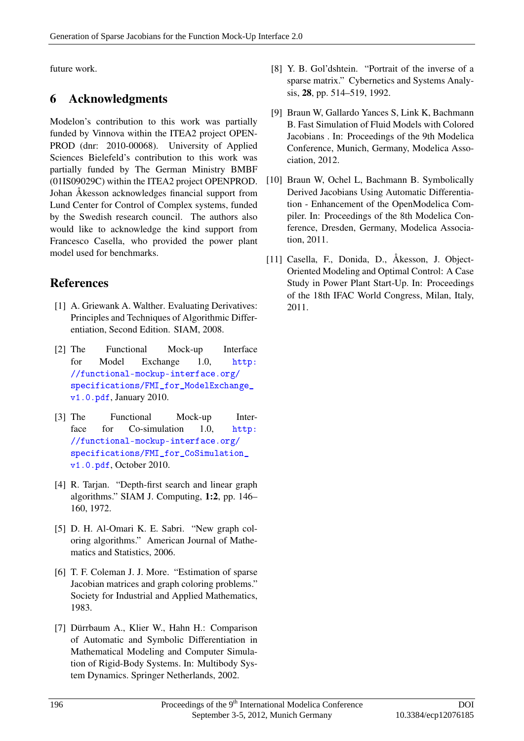future work.

## 6 Acknowledgments

Modelon's contribution to this work was partially funded by Vinnova within the ITEA2 project OPENPROD (dnr: 2010-00068). University of Applied Sciences Bielefeld's contribution to this work was partially funded by The German Ministry BMBF (01IS09029C) within the ITEA2 project OPENPROD. Johan Åkesson acknowledges financial support from Lund Center for Control of Complex systems, funded by the Swedish research council. The authors also would like to acknowledge the kind support from Francesco Casella, who provided the power plant model used for benchmarks.

## References

[1] A. Griewank A. Walther. Evaluating Derivatives: Principles and Techniques of Algorithmic Differentiation, Second Edition. SIAM, 2008.

[2] The Functional Mock-up Interface for Model Exchange 1.0, http://functional-mockup-interface.org/specifications/FMI_for_ModelExchange_v1.0.pdf, January 2010.

[3] The Functional Mock-up Interface for Co-simulation 1.0, http://functional-mockup-interface.org/specifications/FMI_for_CoSimulation_v1.0.pdf, October 2010.

[4] R. Tarjan. "Depth-first search and linear graph algorithms." SIAM J. Computing, **1:2**, pp. 146–160, 1972.

[5] D. H. Al-Omari K. E. Sabri. "New graph coloring algorithms." American Journal of Mathematics and Statistics, 2006.

[6] T. F. Coleman J. J. More. "Estimation of sparse Jacobian matrices and graph coloring problems." Society for Industrial and Applied Mathematics, 1983.

[7] Dürrbaum A., Klier W., Hahn H.: Comparison of Automatic and Symbolic Differentiation in Mathematical Modeling and Computer Simulation of Rigid-Body Systems. In: Multibody System Dynamics. Springer Netherlands, 2002.

[8] Y. B. Gol'dshtein. "Portrait of the inverse of a sparse matrix." Cybernetics and Systems Analysis, **28**, pp. 514–519, 1992.

[9] Braun W, Gallardo Yances S, Link K, Bachmann B. Fast Simulation of Fluid Models with Colored Jacobians . In: Proceedings of the 9th Modelica Conference, Munich, Germany, Modelica Association, 2012.

[10] Braun W, Ochel L, Bachmann B. Symbolically Derived Jacobians Using Automatic Differentiation - Enhancement of the OpenModelica Compiler. In: Proceedings of the 8th Modelica Conference, Dresden, Germany, Modelica Association, 2011.

[11] Casella, F., Donida, D., Åkesson, J. Object-Oriented Modeling and Optimal Control: A Case Study in Power Plant Start-Up. In: Proceedings of the 18th IFAC World Congress, Milan, Italy, 2011.